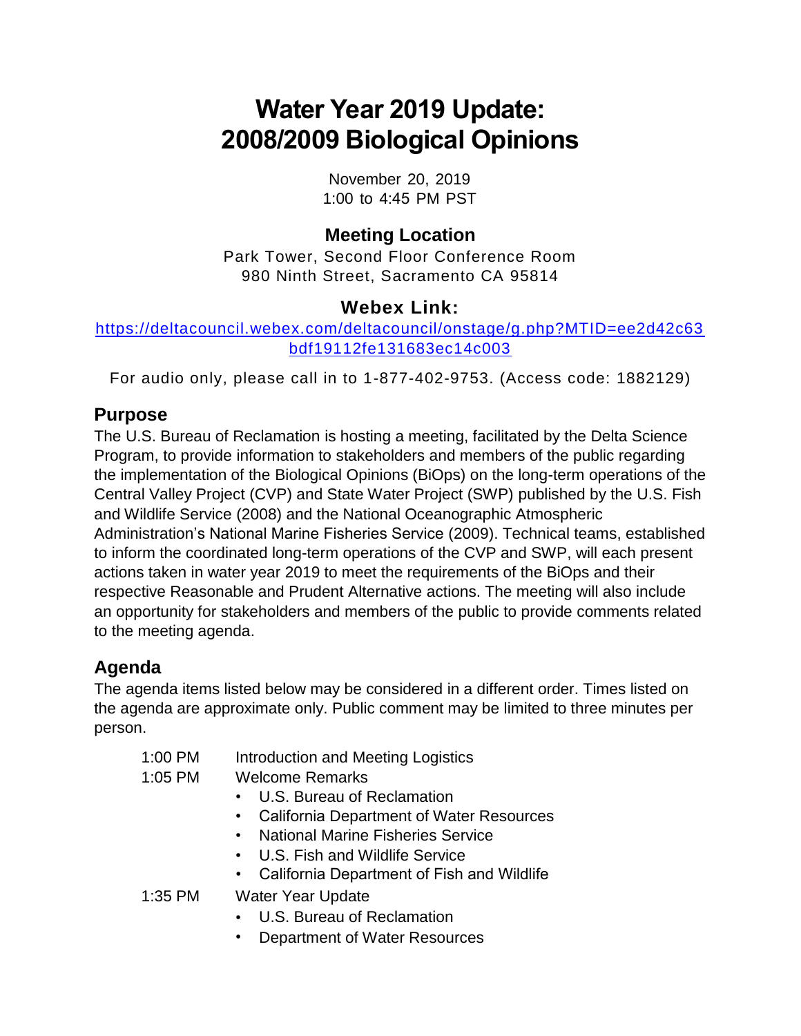# Water Year 2019 Update: 2008/2009 Biological Opinions

November 20, 2019
1:00 to 4:45 PM PST

### Meeting Location

Park Tower, Second Floor Conference Room
980 Ninth Street, Sacramento CA 95814

### Webex Link:

https://deltacouncil.webex.com/deltacouncil/onstage/g.php?MTID=ee2d42c63bdf19112fe131683ec14c003

For audio only, please call in to 1-877-402-9753. (Access code: 1882129)

## Purpose

The U.S. Bureau of Reclamation is hosting a meeting, facilitated by the Delta Science Program, to provide information to stakeholders and members of the public regarding the implementation of the Biological Opinions (BiOps) on the long-term operations of the Central Valley Project (CVP) and State Water Project (SWP) published by the U.S. Fish and Wildlife Service (2008) and the National Oceanographic Atmospheric Administration's National Marine Fisheries Service (2009). Technical teams, established to inform the coordinated long-term operations of the CVP and SWP, will each present actions taken in water year 2019 to meet the requirements of the BiOps and their respective Reasonable and Prudent Alternative actions. The meeting will also include an opportunity for stakeholders and members of the public to provide comments related to the meeting agenda.

## Agenda

The agenda items listed below may be considered in a different order. Times listed on the agenda are approximate only. Public comment may be limited to three minutes per person.

1:00 PM Introduction and Meeting Logistics

1:05 PM Welcome Remarks
- U.S. Bureau of Reclamation
- California Department of Water Resources
- National Marine Fisheries Service
- U.S. Fish and Wildlife Service
- California Department of Fish and Wildlife

1:35 PM Water Year Update
- U.S. Bureau of Reclamation
- Department of Water Resources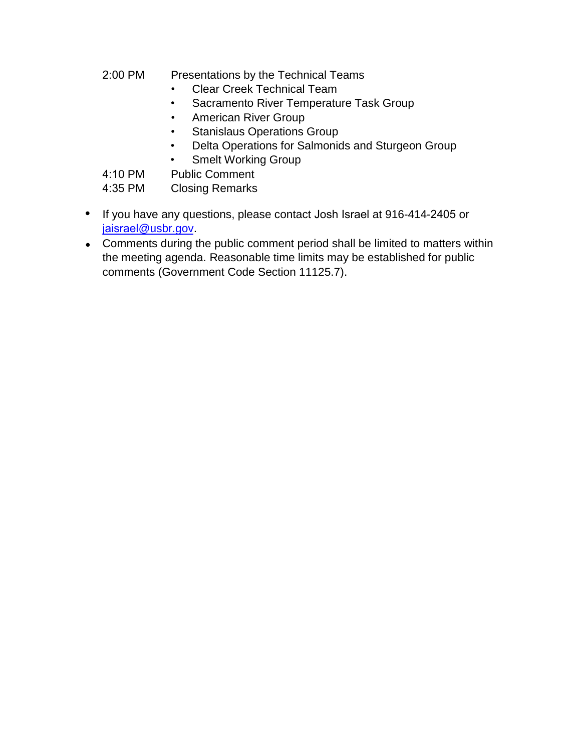2:00 PM Presentations by the Technical Teams

- Clear Creek Technical Team
- Sacramento River Temperature Task Group
- American River Group
- Stanislaus Operations Group
- Delta Operations for Salmonids and Sturgeon Group
- Smelt Working Group

4:10 PM Public Comment

4:35 PM Closing Remarks

- If you have any questions, please contact Josh Israel at 916-414-2405 or jaisrael@usbr.gov.
- Comments during the public comment period shall be limited to matters within the meeting agenda. Reasonable time limits may be established for public comments (Government Code Section 11125.7).